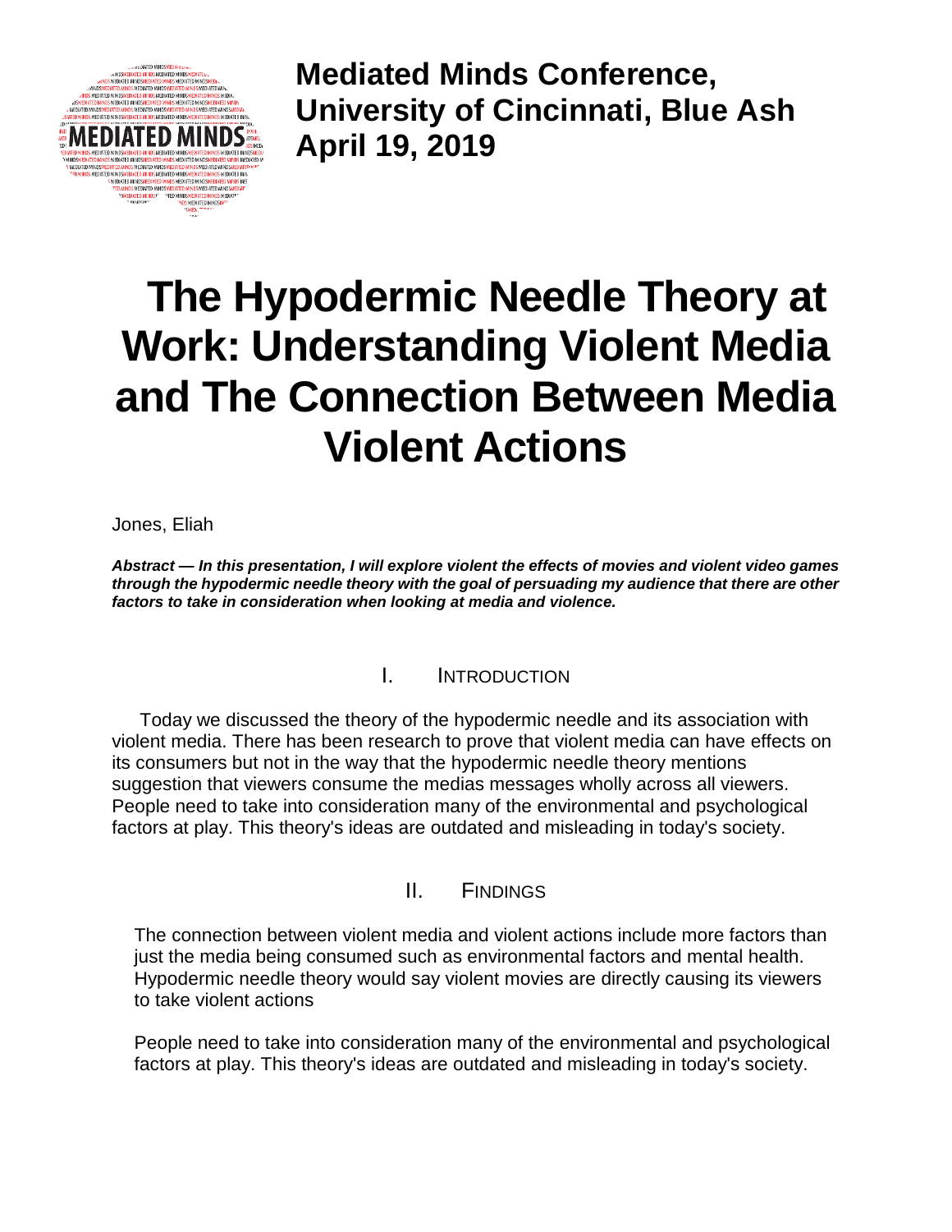**Mediated Minds Conference, University of Cincinnati, Blue Ash April 19, 2019**

# The Hypodermic Needle Theory at Work: Understanding Violent Media and The Connection Between Media Violent Actions

Jones, Eliah

***Abstract — In this presentation, I will explore violent the effects of movies and violent video games through the hypodermic needle theory with the goal of persuading my audience that there are other factors to take in consideration when looking at media and violence.***

## I. Introduction

Today we discussed the theory of the hypodermic needle and its association with violent media. There has been research to prove that violent media can have effects on its consumers but not in the way that the hypodermic needle theory mentions suggestion that viewers consume the medias messages wholly across all viewers. People need to take into consideration many of the environmental and psychological factors at play. This theory's ideas are outdated and misleading in today's society.

## II. Findings

The connection between violent media and violent actions include more factors than just the media being consumed such as environmental factors and mental health. Hypodermic needle theory would say violent movies are directly causing its viewers to take violent actions

People need to take into consideration many of the environmental and psychological factors at play. This theory's ideas are outdated and misleading in today's society.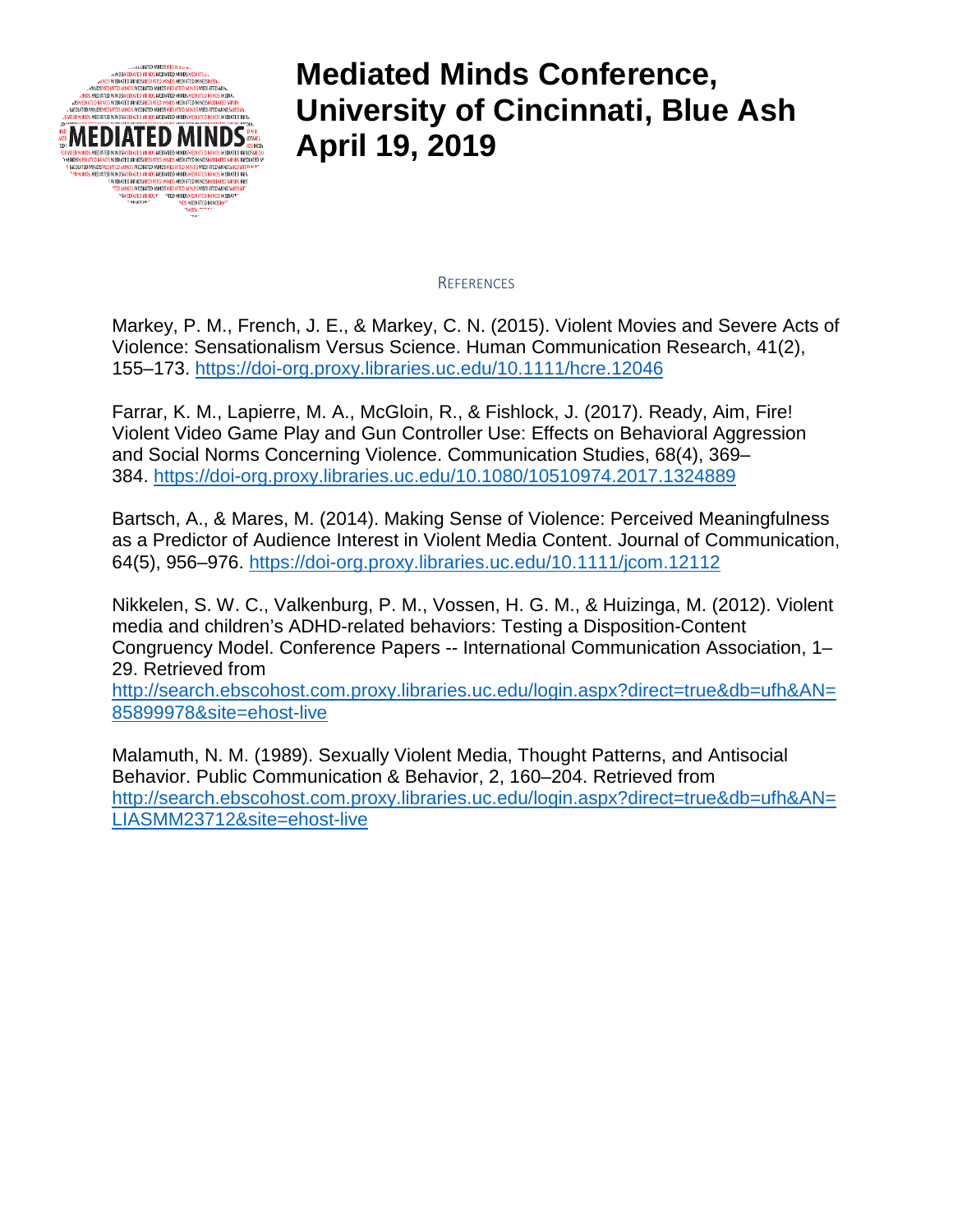# Mediated Minds Conference, University of Cincinnati, Blue Ash April 19, 2019

## References

Markey, P. M., French, J. E., & Markey, C. N. (2015). Violent Movies and Severe Acts of Violence: Sensationalism Versus Science. Human Communication Research, 41(2), 155–173. https://doi-org.proxy.libraries.uc.edu/10.1111/hcre.12046

Farrar, K. M., Lapierre, M. A., McGloin, R., & Fishlock, J. (2017). Ready, Aim, Fire! Violent Video Game Play and Gun Controller Use: Effects on Behavioral Aggression and Social Norms Concerning Violence. Communication Studies, 68(4), 369–384. https://doi-org.proxy.libraries.uc.edu/10.1080/10510974.2017.1324889

Bartsch, A., & Mares, M. (2014). Making Sense of Violence: Perceived Meaningfulness as a Predictor of Audience Interest in Violent Media Content. Journal of Communication, 64(5), 956–976. https://doi-org.proxy.libraries.uc.edu/10.1111/jcom.12112

Nikkelen, S. W. C., Valkenburg, P. M., Vossen, H. G. M., & Huizinga, M. (2012). Violent media and children's ADHD-related behaviors: Testing a Disposition-Content Congruency Model. Conference Papers -- International Communication Association, 1–29. Retrieved from http://search.ebscohost.com.proxy.libraries.uc.edu/login.aspx?direct=true&db=ufh&AN=85899978&site=ehost-live

Malamuth, N. M. (1989). Sexually Violent Media, Thought Patterns, and Antisocial Behavior. Public Communication & Behavior, 2, 160–204. Retrieved from http://search.ebscohost.com.proxy.libraries.uc.edu/login.aspx?direct=true&db=ufh&AN=LIASMM23712&site=ehost-live